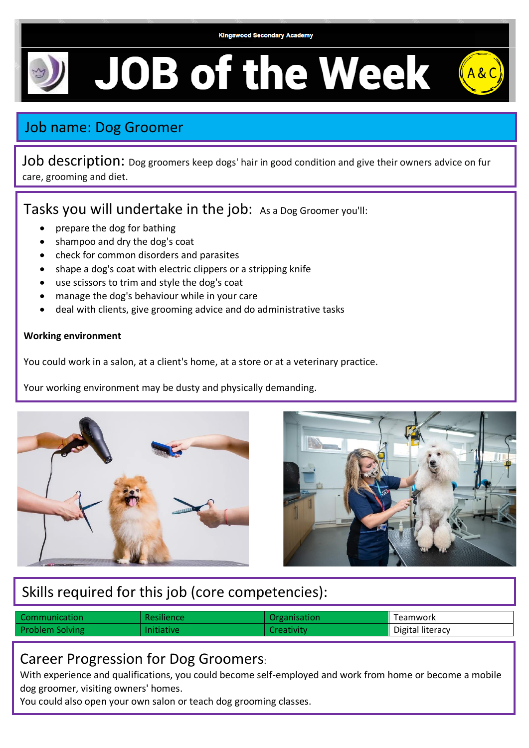Kingswood Secondary Academy

# JOB of the Week

## Job name: Dog Groomer

**Job description:** Dog groomers keep dogs' hair in good condition and give their owners advice on fur care, grooming and diet.

## Tasks you will undertake in the job:

As a Dog Groomer you'll:

- prepare the dog for bathing
- shampoo and dry the dog's coat
- check for common disorders and parasites
- shape a dog's coat with electric clippers or a stripping knife
- use scissors to trim and style the dog's coat
- manage the dog's behaviour while in your care
- deal with clients, give grooming advice and do administrative tasks

**Working environment**

You could work in a salon, at a client's home, at a store or at a veterinary practice.

Your working environment may be dusty and physically demanding.

## Skills required for this job (core competencies):

| Communication | Resilience | Organisation | Teamwork |
|---|---|---|---|
| Problem Solving | Initiative | Creativity | Digital literacy |

## Career Progression for Dog Groomers:

With experience and qualifications, you could become self-employed and work from home or become a mobile dog groomer, visiting owners' homes.

You could also open your own salon or teach dog grooming classes.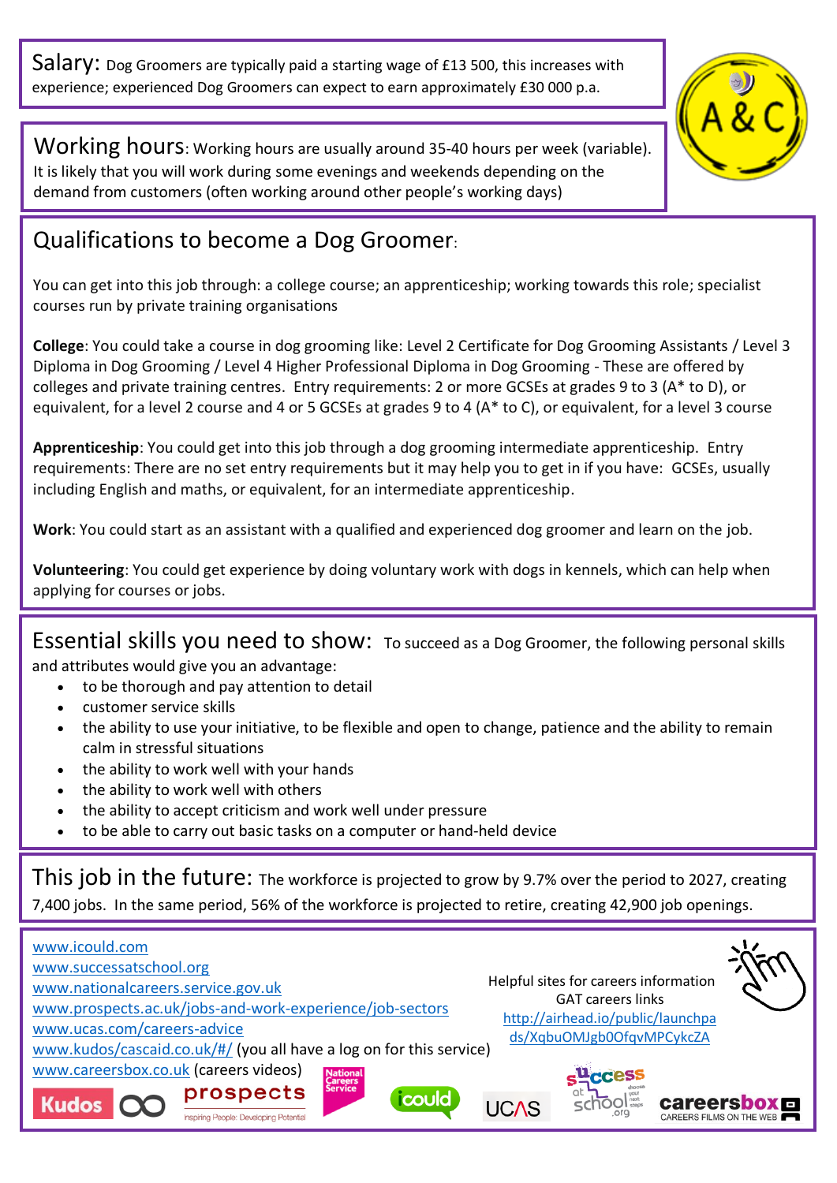**Salary:** Dog Groomers are typically paid a starting wage of £13 500, this increases with experience; experienced Dog Groomers can expect to earn approximately £30 000 p.a.

**Working hours**: Working hours are usually around 35-40 hours per week (variable). It is likely that you will work during some evenings and weekends depending on the demand from customers (often working around other people's working days)

## Qualifications to become a Dog Groomer:

You can get into this job through: a college course; an apprenticeship; working towards this role; specialist courses run by private training organisations

**College**: You could take a course in dog grooming like: Level 2 Certificate for Dog Grooming Assistants / Level 3 Diploma in Dog Grooming / Level 4 Higher Professional Diploma in Dog Grooming - These are offered by colleges and private training centres. Entry requirements: 2 or more GCSEs at grades 9 to 3 (A* to D), or equivalent, for a level 2 course and 4 or 5 GCSEs at grades 9 to 4 (A* to C), or equivalent, for a level 3 course

**Apprenticeship**: You could get into this job through a dog grooming intermediate apprenticeship. Entry requirements: There are no set entry requirements but it may help you to get in if you have: GCSEs, usually including English and maths, or equivalent, for an intermediate apprenticeship.

**Work**: You could start as an assistant with a qualified and experienced dog groomer and learn on the job.

**Volunteering**: You could get experience by doing voluntary work with dogs in kennels, which can help when applying for courses or jobs.

## Essential skills you need to show:

To succeed as a Dog Groomer, the following personal skills and attributes would give you an advantage:

- to be thorough and pay attention to detail
- customer service skills
- the ability to use your initiative, to be flexible and open to change, patience and the ability to remain calm in stressful situations
- the ability to work well with your hands
- the ability to work well with others
- the ability to accept criticism and work well under pressure
- to be able to carry out basic tasks on a computer or hand-held device

## This job in the future:

The workforce is projected to grow by 9.7% over the period to 2027, creating 7,400 jobs. In the same period, 56% of the workforce is projected to retire, creating 42,900 job openings.

www.icould.com
www.successatschool.org
www.nationalcareers.service.gov.uk
www.prospects.ac.uk/jobs-and-work-experience/job-sectors
www.ucas.com/careers-advice
www.kudos/cascaid.co.uk/#/ (you all have a log on for this service)
www.careersbox.co.uk (careers videos)

Helpful sites for careers information
GAT careers links
http://airhead.io/public/launchpads/XqbuOMJgb0OfqvMPCykcZA